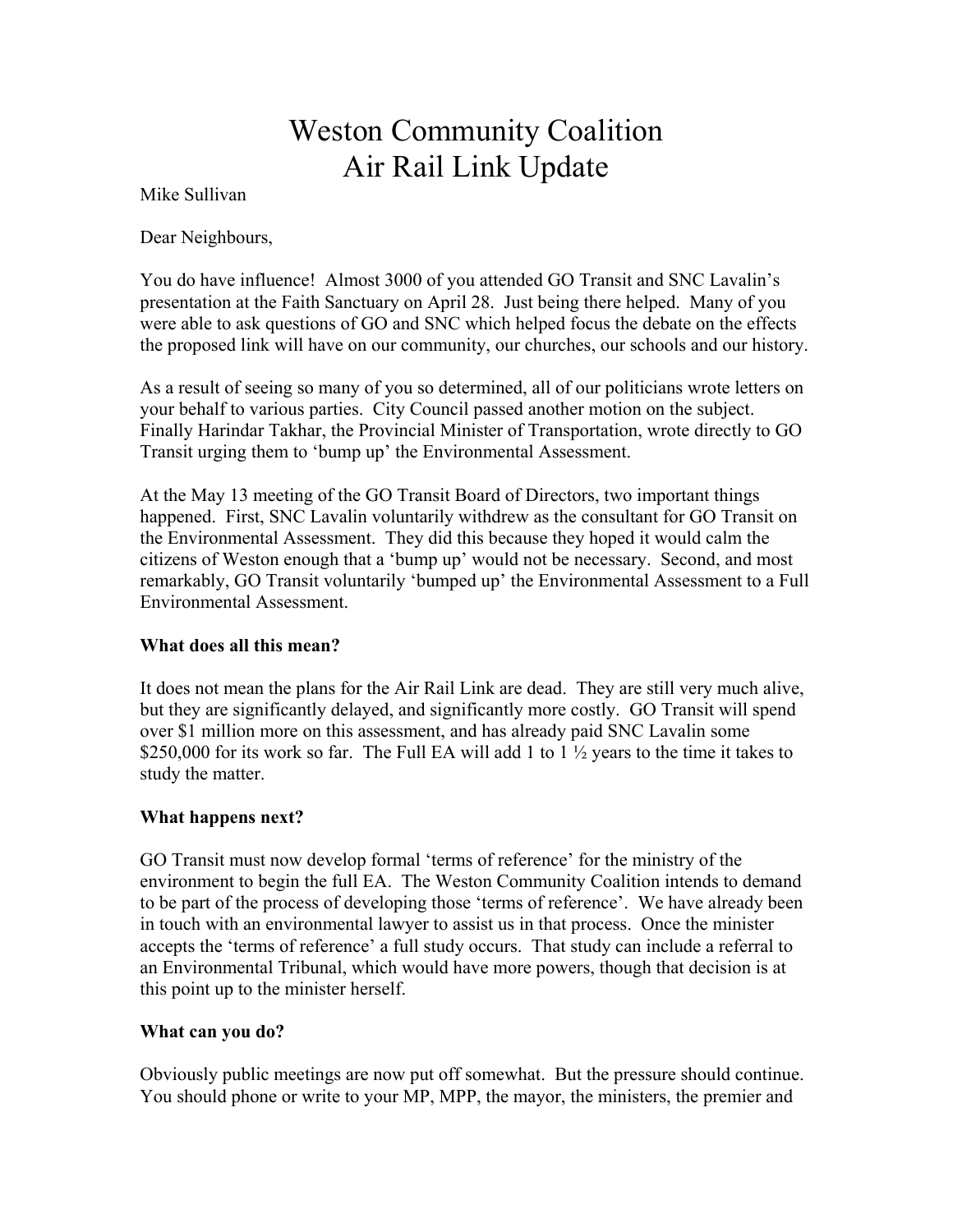# Weston Community Coalition
# Air Rail Link Update

Mike Sullivan

Dear Neighbours,

You do have influence! Almost 3000 of you attended GO Transit and SNC Lavalin's presentation at the Faith Sanctuary on April 28. Just being there helped. Many of you were able to ask questions of GO and SNC which helped focus the debate on the effects the proposed link will have on our community, our churches, our schools and our history.

As a result of seeing so many of you so determined, all of our politicians wrote letters on your behalf to various parties. City Council passed another motion on the subject. Finally Harindar Takhar, the Provincial Minister of Transportation, wrote directly to GO Transit urging them to 'bump up' the Environmental Assessment.

At the May 13 meeting of the GO Transit Board of Directors, two important things happened. First, SNC Lavalin voluntarily withdrew as the consultant for GO Transit on the Environmental Assessment. They did this because they hoped it would calm the citizens of Weston enough that a 'bump up' would not be necessary. Second, and most remarkably, GO Transit voluntarily 'bumped up' the Environmental Assessment to a Full Environmental Assessment.

**What does all this mean?**

It does not mean the plans for the Air Rail Link are dead. They are still very much alive, but they are significantly delayed, and significantly more costly. GO Transit will spend over $1 million more on this assessment, and has already paid SNC Lavalin some $250,000 for its work so far. The Full EA will add 1 to 1 ½ years to the time it takes to study the matter.

**What happens next?**

GO Transit must now develop formal 'terms of reference' for the ministry of the environment to begin the full EA. The Weston Community Coalition intends to demand to be part of the process of developing those 'terms of reference'. We have already been in touch with an environmental lawyer to assist us in that process. Once the minister accepts the 'terms of reference' a full study occurs. That study can include a referral to an Environmental Tribunal, which would have more powers, though that decision is at this point up to the minister herself.

**What can you do?**

Obviously public meetings are now put off somewhat. But the pressure should continue. You should phone or write to your MP, MPP, the mayor, the ministers, the premier and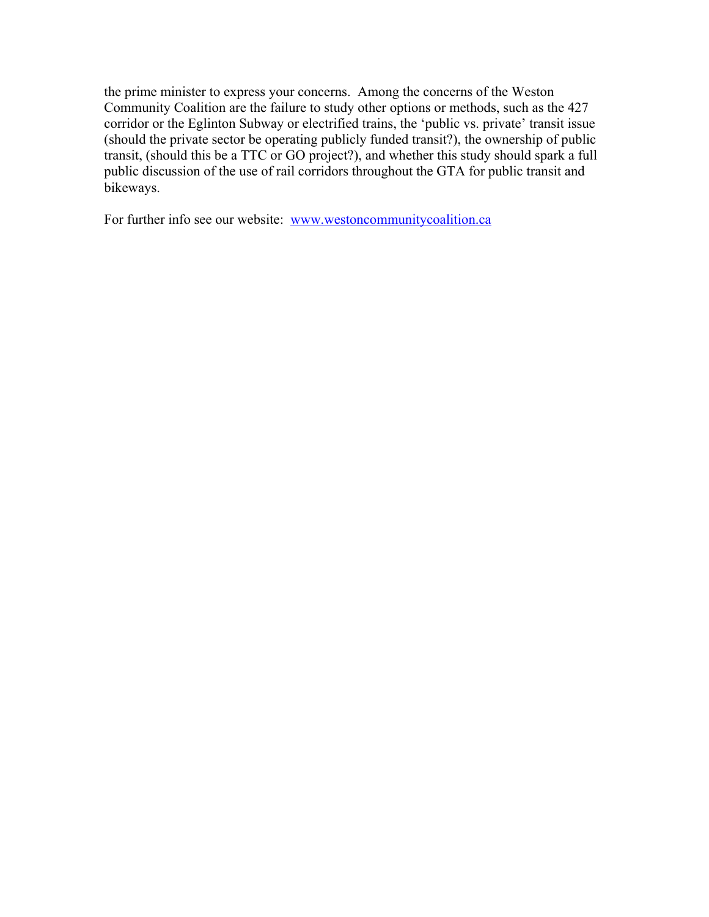the prime minister to express your concerns. Among the concerns of the Weston Community Coalition are the failure to study other options or methods, such as the 427 corridor or the Eglinton Subway or electrified trains, the 'public vs. private' transit issue (should the private sector be operating publicly funded transit?), the ownership of public transit, (should this be a TTC or GO project?), and whether this study should spark a full public discussion of the use of rail corridors throughout the GTA for public transit and bikeways.

For further info see our website: [www.westoncommunitycoalition.ca](http://www.westoncommunitycoalition.ca)